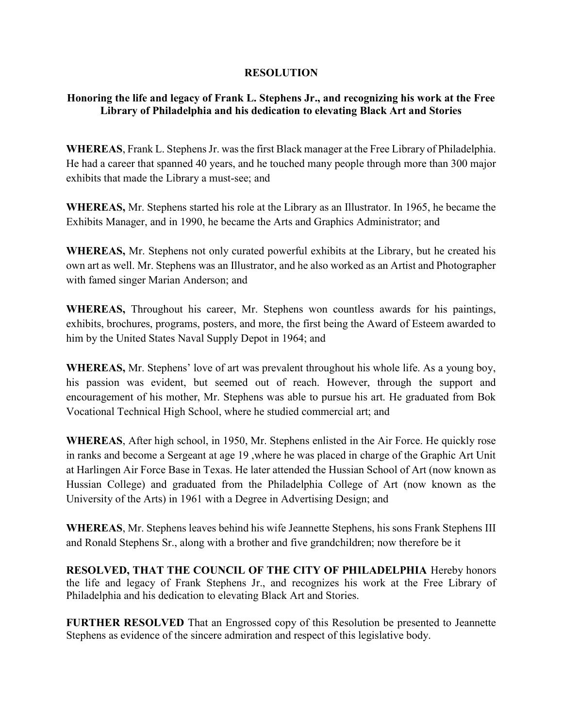# RESOLUTION

## Honoring the life and legacy of Frank L. Stephens Jr., and recognizing his work at the Free Library of Philadelphia and his dedication to elevating Black Art and Stories

**WHEREAS**, Frank L. Stephens Jr. was the first Black manager at the Free Library of Philadelphia. He had a career that spanned 40 years, and he touched many people through more than 300 major exhibits that made the Library a must-see; and

**WHEREAS,** Mr. Stephens started his role at the Library as an Illustrator. In 1965, he became the Exhibits Manager, and in 1990, he became the Arts and Graphics Administrator; and

**WHEREAS,** Mr. Stephens not only curated powerful exhibits at the Library, but he created his own art as well. Mr. Stephens was an Illustrator, and he also worked as an Artist and Photographer with famed singer Marian Anderson; and

**WHEREAS,** Throughout his career, Mr. Stephens won countless awards for his paintings, exhibits, brochures, programs, posters, and more, the first being the Award of Esteem awarded to him by the United States Naval Supply Depot in 1964; and

**WHEREAS,** Mr. Stephens' love of art was prevalent throughout his whole life. As a young boy, his passion was evident, but seemed out of reach. However, through the support and encouragement of his mother, Mr. Stephens was able to pursue his art. He graduated from Bok Vocational Technical High School, where he studied commercial art; and

**WHEREAS**, After high school, in 1950, Mr. Stephens enlisted in the Air Force. He quickly rose in ranks and become a Sergeant at age 19 ,where he was placed in charge of the Graphic Art Unit at Harlingen Air Force Base in Texas. He later attended the Hussian School of Art (now known as Hussian College) and graduated from the Philadelphia College of Art (now known as the University of the Arts) in 1961 with a Degree in Advertising Design; and

**WHEREAS**, Mr. Stephens leaves behind his wife Jeannette Stephens, his sons Frank Stephens III and Ronald Stephens Sr., along with a brother and five grandchildren; now therefore be it

**RESOLVED, THAT THE COUNCIL OF THE CITY OF PHILADELPHIA** Hereby honors the life and legacy of Frank Stephens Jr., and recognizes his work at the Free Library of Philadelphia and his dedication to elevating Black Art and Stories.

**FURTHER RESOLVED** That an Engrossed copy of this Resolution be presented to Jeannette Stephens as evidence of the sincere admiration and respect of this legislative body.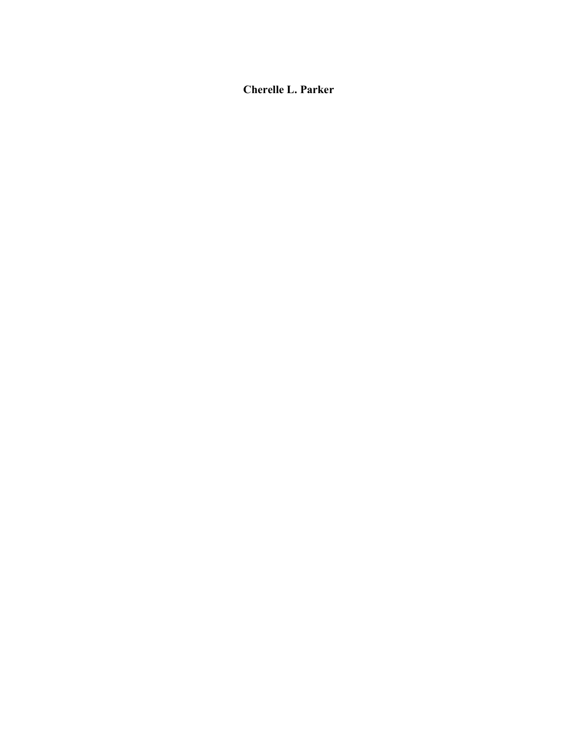**Cherelle L. Parker**